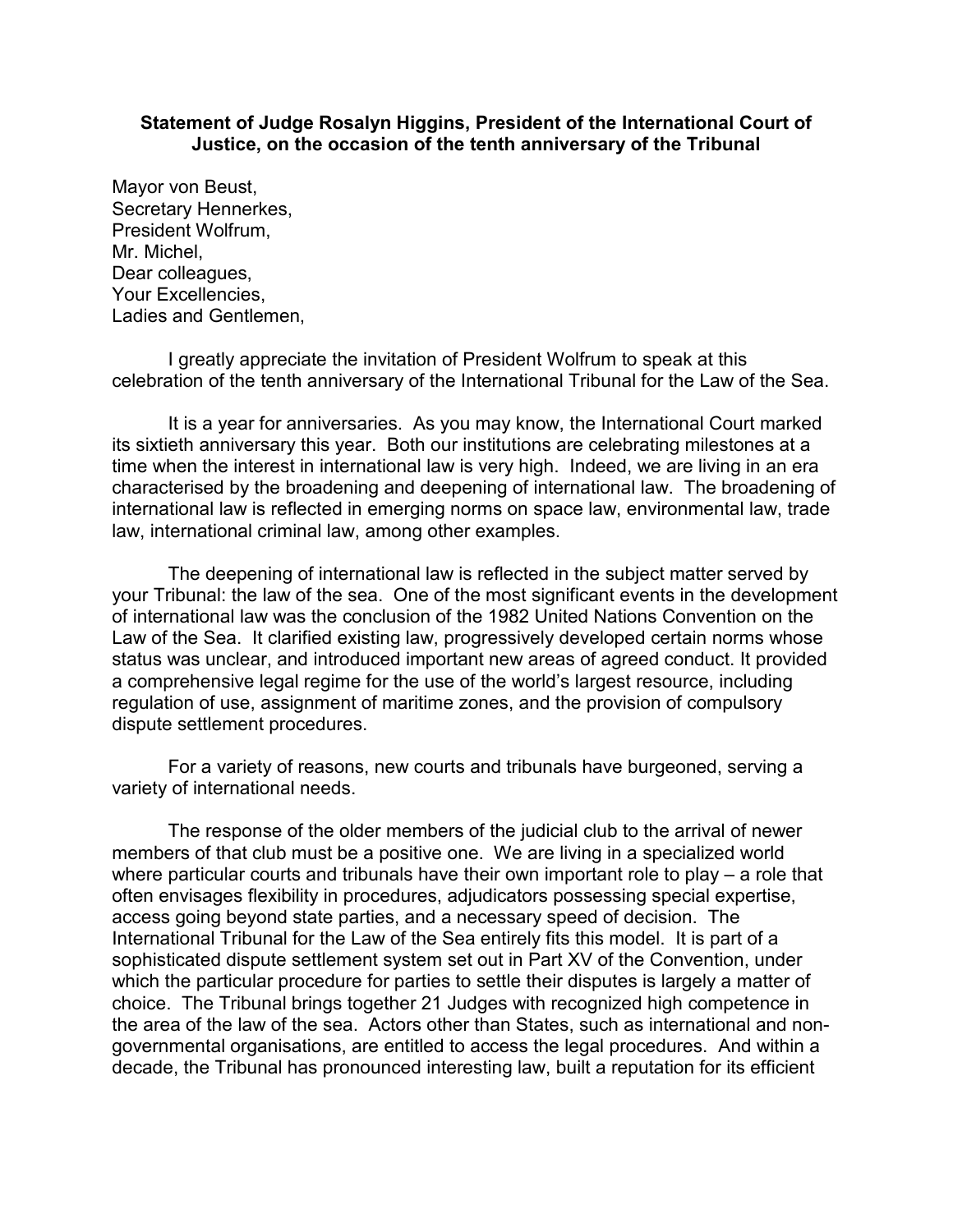**Statement of Judge Rosalyn Higgins, President of the International Court of Justice, on the occasion of the tenth anniversary of the Tribunal**

Mayor von Beust,
Secretary Hennerkes,
President Wolfrum,
Mr. Michel,
Dear colleagues,
Your Excellencies,
Ladies and Gentlemen,

I greatly appreciate the invitation of President Wolfrum to speak at this celebration of the tenth anniversary of the International Tribunal for the Law of the Sea.

It is a year for anniversaries. As you may know, the International Court marked its sixtieth anniversary this year. Both our institutions are celebrating milestones at a time when the interest in international law is very high. Indeed, we are living in an era characterised by the broadening and deepening of international law. The broadening of international law is reflected in emerging norms on space law, environmental law, trade law, international criminal law, among other examples.

The deepening of international law is reflected in the subject matter served by your Tribunal: the law of the sea. One of the most significant events in the development of international law was the conclusion of the 1982 United Nations Convention on the Law of the Sea. It clarified existing law, progressively developed certain norms whose status was unclear, and introduced important new areas of agreed conduct. It provided a comprehensive legal regime for the use of the world's largest resource, including regulation of use, assignment of maritime zones, and the provision of compulsory dispute settlement procedures.

For a variety of reasons, new courts and tribunals have burgeoned, serving a variety of international needs.

The response of the older members of the judicial club to the arrival of newer members of that club must be a positive one. We are living in a specialized world where particular courts and tribunals have their own important role to play – a role that often envisages flexibility in procedures, adjudicators possessing special expertise, access going beyond state parties, and a necessary speed of decision. The International Tribunal for the Law of the Sea entirely fits this model. It is part of a sophisticated dispute settlement system set out in Part XV of the Convention, under which the particular procedure for parties to settle their disputes is largely a matter of choice. The Tribunal brings together 21 Judges with recognized high competence in the area of the law of the sea. Actors other than States, such as international and non-governmental organisations, are entitled to access the legal procedures. And within a decade, the Tribunal has pronounced interesting law, built a reputation for its efficient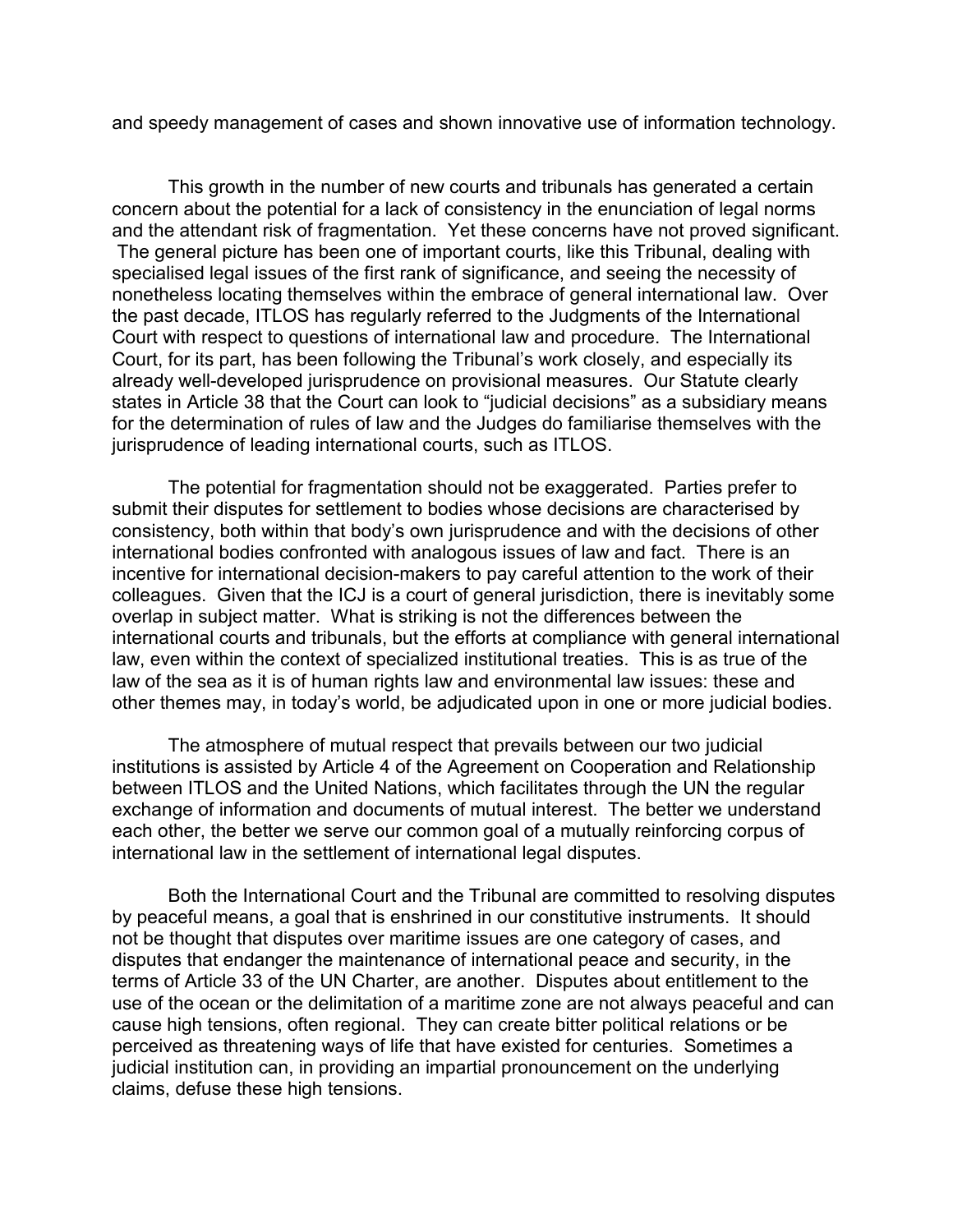and speedy management of cases and shown innovative use of information technology.

This growth in the number of new courts and tribunals has generated a certain concern about the potential for a lack of consistency in the enunciation of legal norms and the attendant risk of fragmentation. Yet these concerns have not proved significant. The general picture has been one of important courts, like this Tribunal, dealing with specialised legal issues of the first rank of significance, and seeing the necessity of nonetheless locating themselves within the embrace of general international law. Over the past decade, ITLOS has regularly referred to the Judgments of the International Court with respect to questions of international law and procedure. The International Court, for its part, has been following the Tribunal's work closely, and especially its already well-developed jurisprudence on provisional measures. Our Statute clearly states in Article 38 that the Court can look to "judicial decisions" as a subsidiary means for the determination of rules of law and the Judges do familiarise themselves with the jurisprudence of leading international courts, such as ITLOS.

The potential for fragmentation should not be exaggerated. Parties prefer to submit their disputes for settlement to bodies whose decisions are characterised by consistency, both within that body's own jurisprudence and with the decisions of other international bodies confronted with analogous issues of law and fact. There is an incentive for international decision-makers to pay careful attention to the work of their colleagues. Given that the ICJ is a court of general jurisdiction, there is inevitably some overlap in subject matter. What is striking is not the differences between the international courts and tribunals, but the efforts at compliance with general international law, even within the context of specialized institutional treaties. This is as true of the law of the sea as it is of human rights law and environmental law issues: these and other themes may, in today's world, be adjudicated upon in one or more judicial bodies.

The atmosphere of mutual respect that prevails between our two judicial institutions is assisted by Article 4 of the Agreement on Cooperation and Relationship between ITLOS and the United Nations, which facilitates through the UN the regular exchange of information and documents of mutual interest. The better we understand each other, the better we serve our common goal of a mutually reinforcing corpus of international law in the settlement of international legal disputes.

Both the International Court and the Tribunal are committed to resolving disputes by peaceful means, a goal that is enshrined in our constitutive instruments. It should not be thought that disputes over maritime issues are one category of cases, and disputes that endanger the maintenance of international peace and security, in the terms of Article 33 of the UN Charter, are another. Disputes about entitlement to the use of the ocean or the delimitation of a maritime zone are not always peaceful and can cause high tensions, often regional. They can create bitter political relations or be perceived as threatening ways of life that have existed for centuries. Sometimes a judicial institution can, in providing an impartial pronouncement on the underlying claims, defuse these high tensions.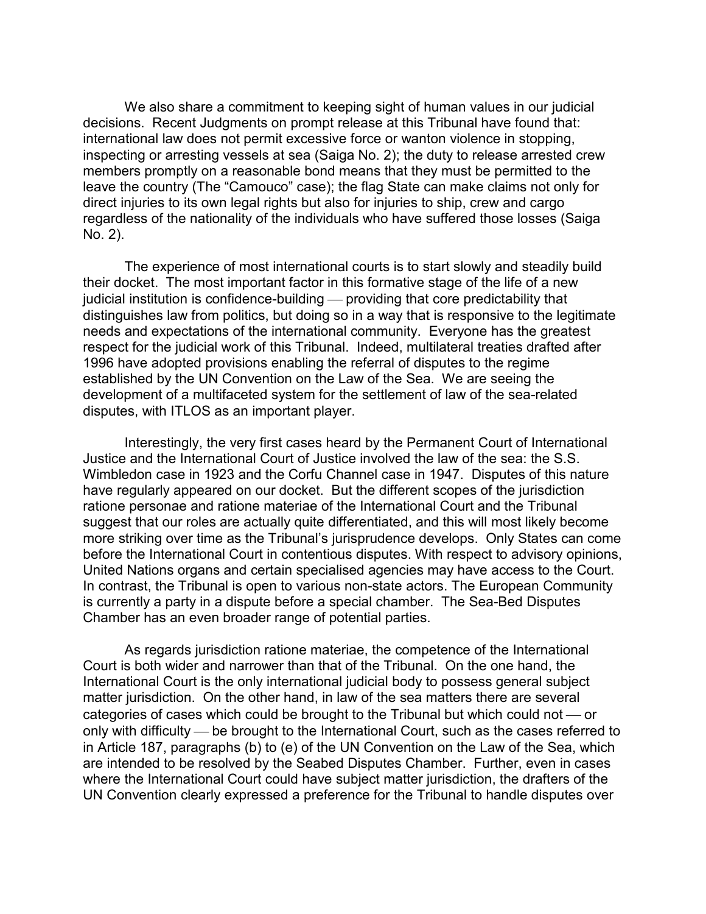We also share a commitment to keeping sight of human values in our judicial decisions. Recent Judgments on prompt release at this Tribunal have found that: international law does not permit excessive force or wanton violence in stopping, inspecting or arresting vessels at sea (Saiga No. 2); the duty to release arrested crew members promptly on a reasonable bond means that they must be permitted to the leave the country (The "Camouco" case); the flag State can make claims not only for direct injuries to its own legal rights but also for injuries to ship, crew and cargo regardless of the nationality of the individuals who have suffered those losses (Saiga No. 2).

The experience of most international courts is to start slowly and steadily build their docket. The most important factor in this formative stage of the life of a new judicial institution is confidence-building — providing that core predictability that distinguishes law from politics, but doing so in a way that is responsive to the legitimate needs and expectations of the international community. Everyone has the greatest respect for the judicial work of this Tribunal. Indeed, multilateral treaties drafted after 1996 have adopted provisions enabling the referral of disputes to the regime established by the UN Convention on the Law of the Sea. We are seeing the development of a multifaceted system for the settlement of law of the sea-related disputes, with ITLOS as an important player.

Interestingly, the very first cases heard by the Permanent Court of International Justice and the International Court of Justice involved the law of the sea: the S.S. Wimbledon case in 1923 and the Corfu Channel case in 1947. Disputes of this nature have regularly appeared on our docket. But the different scopes of the jurisdiction ratione personae and ratione materiae of the International Court and the Tribunal suggest that our roles are actually quite differentiated, and this will most likely become more striking over time as the Tribunal's jurisprudence develops. Only States can come before the International Court in contentious disputes. With respect to advisory opinions, United Nations organs and certain specialised agencies may have access to the Court. In contrast, the Tribunal is open to various non-state actors. The European Community is currently a party in a dispute before a special chamber. The Sea-Bed Disputes Chamber has an even broader range of potential parties.

As regards jurisdiction ratione materiae, the competence of the International Court is both wider and narrower than that of the Tribunal. On the one hand, the International Court is the only international judicial body to possess general subject matter jurisdiction. On the other hand, in law of the sea matters there are several categories of cases which could be brought to the Tribunal but which could not — or only with difficulty — be brought to the International Court, such as the cases referred to in Article 187, paragraphs (b) to (e) of the UN Convention on the Law of the Sea, which are intended to be resolved by the Seabed Disputes Chamber. Further, even in cases where the International Court could have subject matter jurisdiction, the drafters of the UN Convention clearly expressed a preference for the Tribunal to handle disputes over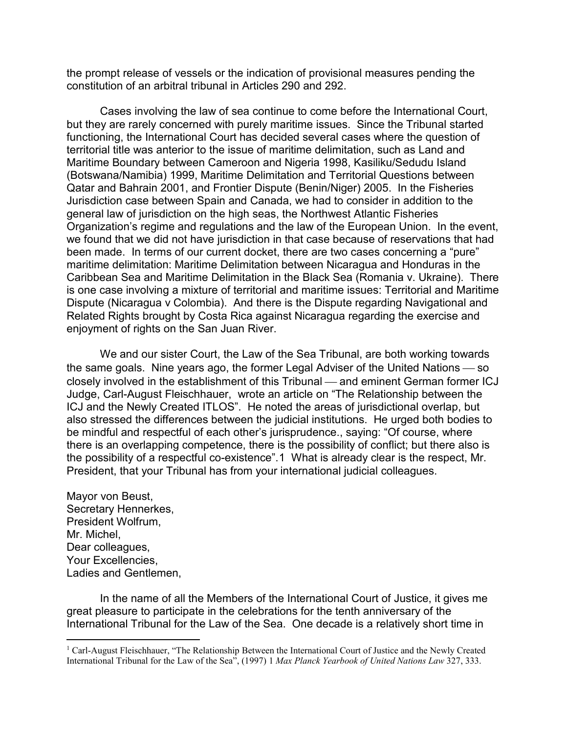the prompt release of vessels or the indication of provisional measures pending the constitution of an arbitral tribunal in Articles 290 and 292.

Cases involving the law of sea continue to come before the International Court, but they are rarely concerned with purely maritime issues. Since the Tribunal started functioning, the International Court has decided several cases where the question of territorial title was anterior to the issue of maritime delimitation, such as Land and Maritime Boundary between Cameroon and Nigeria 1998, Kasiliku/Sedudu Island (Botswana/Namibia) 1999, Maritime Delimitation and Territorial Questions between Qatar and Bahrain 2001, and Frontier Dispute (Benin/Niger) 2005. In the Fisheries Jurisdiction case between Spain and Canada, we had to consider in addition to the general law of jurisdiction on the high seas, the Northwest Atlantic Fisheries Organization's regime and regulations and the law of the European Union. In the event, we found that we did not have jurisdiction in that case because of reservations that had been made. In terms of our current docket, there are two cases concerning a "pure" maritime delimitation: Maritime Delimitation between Nicaragua and Honduras in the Caribbean Sea and Maritime Delimitation in the Black Sea (Romania v. Ukraine). There is one case involving a mixture of territorial and maritime issues: Territorial and Maritime Dispute (Nicaragua v Colombia). And there is the Dispute regarding Navigational and Related Rights brought by Costa Rica against Nicaragua regarding the exercise and enjoyment of rights on the San Juan River.

We and our sister Court, the Law of the Sea Tribunal, are both working towards the same goals. Nine years ago, the former Legal Adviser of the United Nations — so closely involved in the establishment of this Tribunal — and eminent German former ICJ Judge, Carl-August Fleischhauer, wrote an article on "The Relationship between the ICJ and the Newly Created ITLOS". He noted the areas of jurisdictional overlap, but also stressed the differences between the judicial institutions. He urged both bodies to be mindful and respectful of each other's jurisprudence., saying: "Of course, where there is an overlapping competence, there is the possibility of conflict; but there also is the possibility of a respectful co-existence".[1] What is already clear is the respect, Mr. President, that your Tribunal has from your international judicial colleagues.

Mayor von Beust,
Secretary Hennerkes,
President Wolfrum,
Mr. Michel,
Dear colleagues,
Your Excellencies,
Ladies and Gentlemen,

In the name of all the Members of the International Court of Justice, it gives me great pleasure to participate in the celebrations for the tenth anniversary of the International Tribunal for the Law of the Sea. One decade is a relatively short time in

---

[1] Carl-August Fleischhauer, "The Relationship Between the International Court of Justice and the Newly Created International Tribunal for the Law of the Sea", (1997) 1 *Max Planck Yearbook of United Nations Law* 327, 333.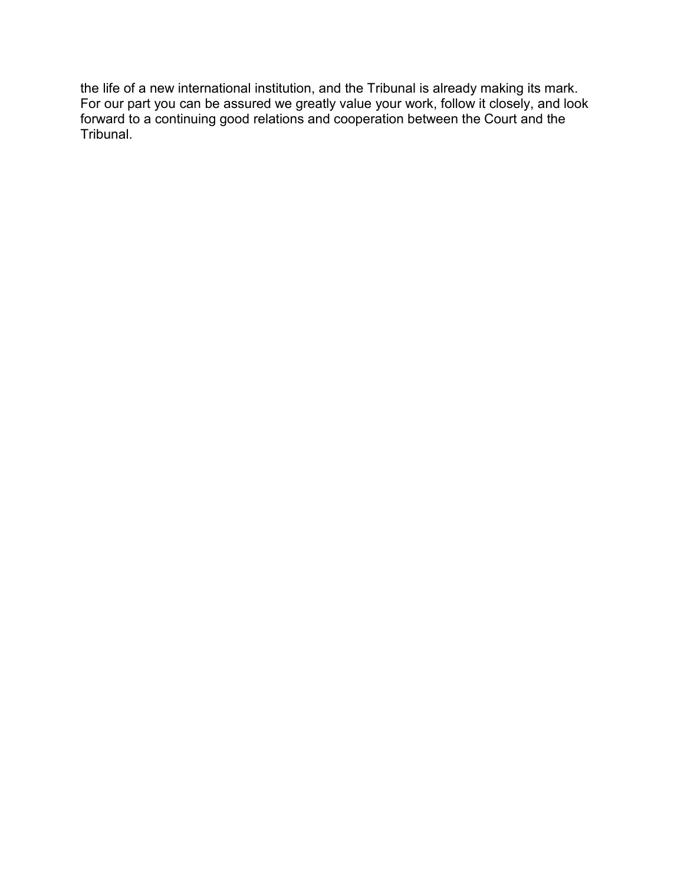the life of a new international institution, and the Tribunal is already making its mark. For our part you can be assured we greatly value your work, follow it closely, and look forward to a continuing good relations and cooperation between the Court and the Tribunal.